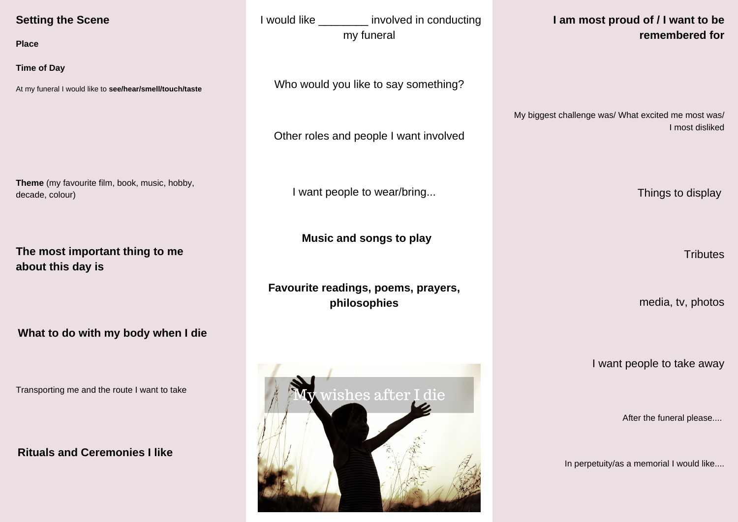## Setting the Scene

**Place**

**Time of Day**

At my funeral I would like to **see/hear/smell/touch/taste**

**Theme** (my favourite film, book, music, hobby, decade, colour)

**The most important thing to me about this day is**

**What to do with my body when I die**

Transporting me and the route I want to take

**Rituals and Ceremonies I like**

I would like ________ involved in conducting my funeral

Who would you like to say something?

Other roles and people I want involved

I want people to wear/bring...

**Music and songs to play**

**Favourite readings, poems, prayers, philosophies**

My wishes after I die

**I am most proud of / I want to be remembered for**

My biggest challenge was/ What excited me most was/ I most disliked

Things to display

Tributes

media, tv, photos

I want people to take away

After the funeral please....

In perpetuity/as a memorial I would like....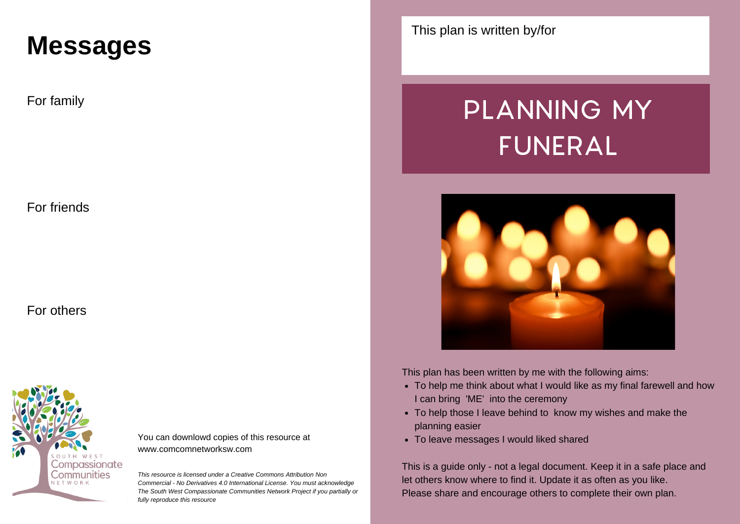# Messages

For family

For friends

For others

You can downlowd copies of this resource at www.comcomnetworksw.com

*This resource is licensed under a Creative Commons Attribution Non Commercial - No Derivatives 4.0 International License. You must acknowledge The South West Compassionate Communities Network Project if you partially or fully reproduce this resource*

This plan is written by/for

# PLANNING MY FUNERAL

This plan has been written by me with the following aims:

- To help me think about what I would like as my final farewell and how I can bring 'ME' into the ceremony
- To help those I leave behind to know my wishes and make the planning easier
- To leave messages I would liked shared

This is a guide only - not a legal document. Keep it in a safe place and let others know where to find it. Update it as often as you like. Please share and encourage others to complete their own plan.